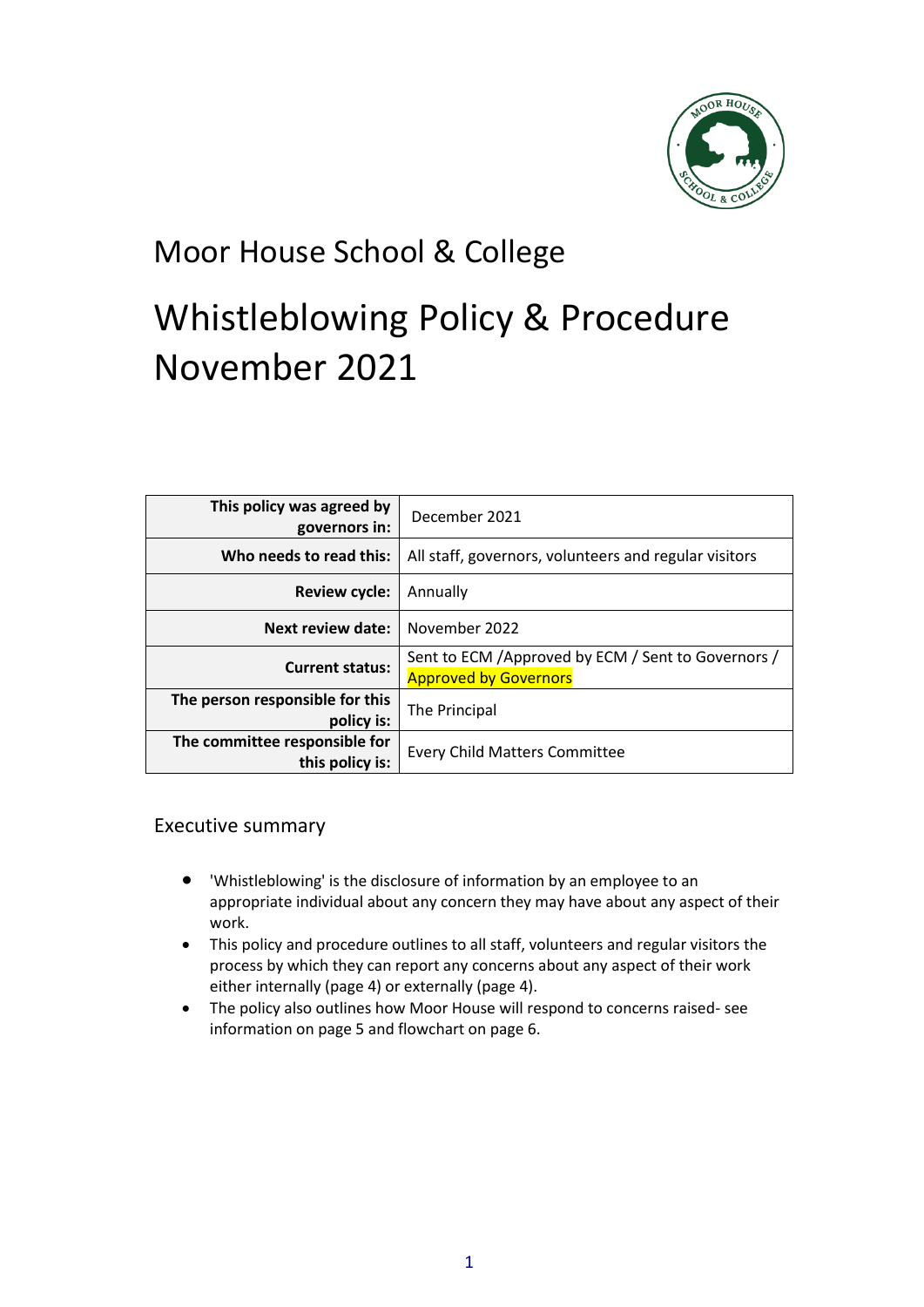# Moor House School & College

# Whistleblowing Policy & Procedure November 2021

| This policy was agreed by governors in: | December 2021 |
|---|---|
| Who needs to read this: | All staff, governors, volunteers and regular visitors |
| Review cycle: | Annually |
| Next review date: | November 2022 |
| Current status: | Sent to ECM /Approved by ECM / Sent to Governors / Approved by Governors |
| The person responsible for this policy is: | The Principal |
| The committee responsible for this policy is: | Every Child Matters Committee |

## Executive summary

- 'Whistleblowing' is the disclosure of information by an employee to an appropriate individual about any concern they may have about any aspect of their work.
- This policy and procedure outlines to all staff, volunteers and regular visitors the process by which they can report any concerns about any aspect of their work either internally (page 4) or externally (page 4).
- The policy also outlines how Moor House will respond to concerns raised- see information on page 5 and flowchart on page 6.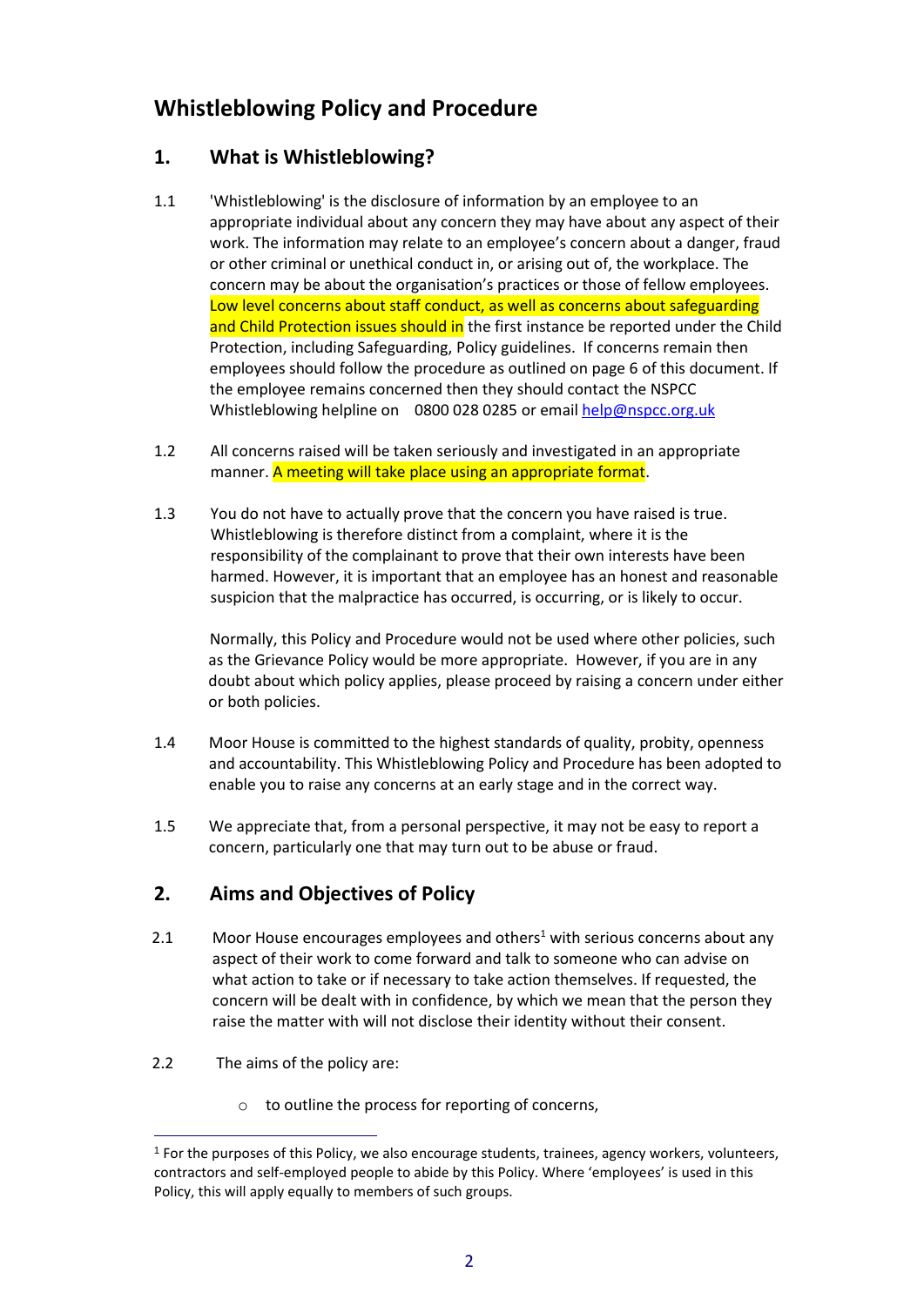# Whistleblowing Policy and Procedure

## 1. What is Whistleblowing?

1.1 'Whistleblowing' is the disclosure of information by an employee to an appropriate individual about any concern they may have about any aspect of their work. The information may relate to an employee's concern about a danger, fraud or other criminal or unethical conduct in, or arising out of, the workplace. The concern may be about the organisation's practices or those of fellow employees. Low level concerns about staff conduct, as well as concerns about safeguarding and Child Protection issues should in the first instance be reported under the Child Protection, including Safeguarding, Policy guidelines. If concerns remain then employees should follow the procedure as outlined on page 6 of this document. If the employee remains concerned then they should contact the NSPCC Whistleblowing helpline on 0800 028 0285 or email help@nspcc.org.uk

1.2 All concerns raised will be taken seriously and investigated in an appropriate manner. A meeting will take place using an appropriate format.

1.3 You do not have to actually prove that the concern you have raised is true. Whistleblowing is therefore distinct from a complaint, where it is the responsibility of the complainant to prove that their own interests have been harmed. However, it is important that an employee has an honest and reasonable suspicion that the malpractice has occurred, is occurring, or is likely to occur.

Normally, this Policy and Procedure would not be used where other policies, such as the Grievance Policy would be more appropriate. However, if you are in any doubt about which policy applies, please proceed by raising a concern under either or both policies.

1.4 Moor House is committed to the highest standards of quality, probity, openness and accountability. This Whistleblowing Policy and Procedure has been adopted to enable you to raise any concerns at an early stage and in the correct way.

1.5 We appreciate that, from a personal perspective, it may not be easy to report a concern, particularly one that may turn out to be abuse or fraud.

## 2. Aims and Objectives of Policy

2.1 Moor House encourages employees and others[1] with serious concerns about any aspect of their work to come forward and talk to someone who can advise on what action to take or if necessary to take action themselves. If requested, the concern will be dealt with in confidence, by which we mean that the person they raise the matter with will not disclose their identity without their consent.

2.2 The aims of the policy are:

- to outline the process for reporting of concerns,

[1] For the purposes of this Policy, we also encourage students, trainees, agency workers, volunteers, contractors and self-employed people to abide by this Policy. Where 'employees' is used in this Policy, this will apply equally to members of such groups.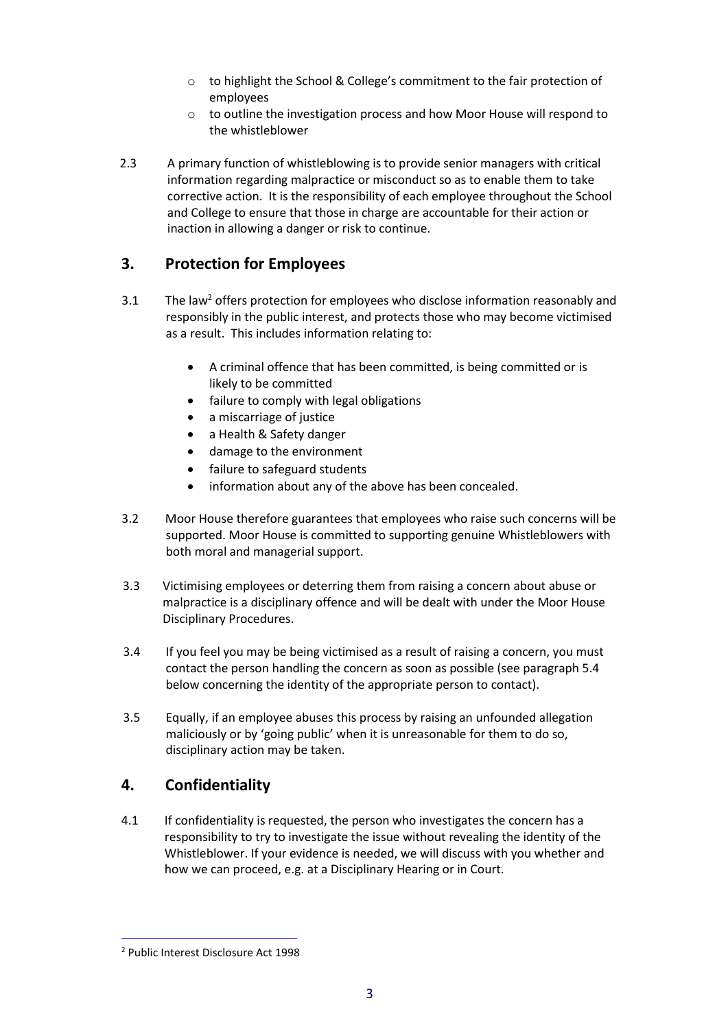- to highlight the School & College's commitment to the fair protection of employees
- to outline the investigation process and how Moor House will respond to the whistleblower

2.3 A primary function of whistleblowing is to provide senior managers with critical information regarding malpractice or misconduct so as to enable them to take corrective action. It is the responsibility of each employee throughout the School and College to ensure that those in charge are accountable for their action or inaction in allowing a danger or risk to continue.

## 3. Protection for Employees

3.1 The law[2] offers protection for employees who disclose information reasonably and responsibly in the public interest, and protects those who may become victimised as a result. This includes information relating to:

- A criminal offence that has been committed, is being committed or is likely to be committed
- failure to comply with legal obligations
- a miscarriage of justice
- a Health & Safety danger
- damage to the environment
- failure to safeguard students
- information about any of the above has been concealed.

3.2 Moor House therefore guarantees that employees who raise such concerns will be supported. Moor House is committed to supporting genuine Whistleblowers with both moral and managerial support.

3.3 Victimising employees or deterring them from raising a concern about abuse or malpractice is a disciplinary offence and will be dealt with under the Moor House Disciplinary Procedures.

3.4 If you feel you may be being victimised as a result of raising a concern, you must contact the person handling the concern as soon as possible (see paragraph 5.4 below concerning the identity of the appropriate person to contact).

3.5 Equally, if an employee abuses this process by raising an unfounded allegation maliciously or by 'going public' when it is unreasonable for them to do so, disciplinary action may be taken.

## 4. Confidentiality

4.1 If confidentiality is requested, the person who investigates the concern has a responsibility to try to investigate the issue without revealing the identity of the Whistleblower. If your evidence is needed, we will discuss with you whether and how we can proceed, e.g. at a Disciplinary Hearing or in Court.

---

[2] Public Interest Disclosure Act 1998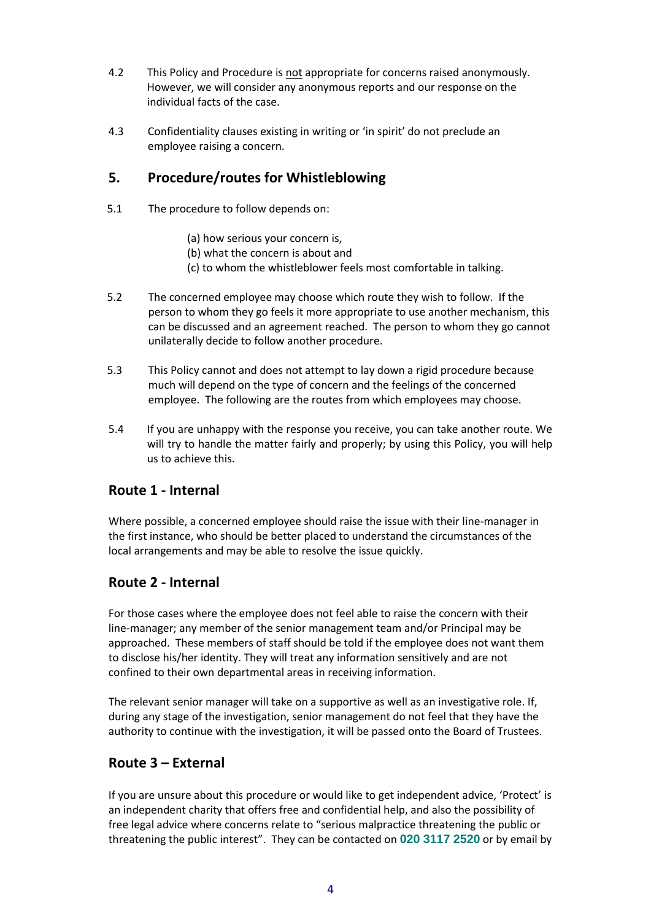4.2 This Policy and Procedure is <u>not</u> appropriate for concerns raised anonymously. However, we will consider any anonymous reports and our response on the individual facts of the case.

4.3 Confidentiality clauses existing in writing or 'in spirit' do not preclude an employee raising a concern.

## 5. Procedure/routes for Whistleblowing

5.1 The procedure to follow depends on:

(a) how serious your concern is,
(b) what the concern is about and
(c) to whom the whistleblower feels most comfortable in talking.

5.2 The concerned employee may choose which route they wish to follow. If the person to whom they go feels it more appropriate to use another mechanism, this can be discussed and an agreement reached. The person to whom they go cannot unilaterally decide to follow another procedure.

5.3 This Policy cannot and does not attempt to lay down a rigid procedure because much will depend on the type of concern and the feelings of the concerned employee. The following are the routes from which employees may choose.

5.4 If you are unhappy with the response you receive, you can take another route. We will try to handle the matter fairly and properly; by using this Policy, you will help us to achieve this.

### Route 1 - Internal

Where possible, a concerned employee should raise the issue with their line-manager in the first instance, who should be better placed to understand the circumstances of the local arrangements and may be able to resolve the issue quickly.

### Route 2 - Internal

For those cases where the employee does not feel able to raise the concern with their line-manager; any member of the senior management team and/or Principal may be approached. These members of staff should be told if the employee does not want them to disclose his/her identity. They will treat any information sensitively and are not confined to their own departmental areas in receiving information.

The relevant senior manager will take on a supportive as well as an investigative role. If, during any stage of the investigation, senior management do not feel that they have the authority to continue with the investigation, it will be passed onto the Board of Trustees.

### Route 3 – External

If you are unsure about this procedure or would like to get independent advice, 'Protect' is an independent charity that offers free and confidential help, and also the possibility of free legal advice where concerns relate to "serious malpractice threatening the public or threatening the public interest". They can be contacted on **020 3117 2520** or by email by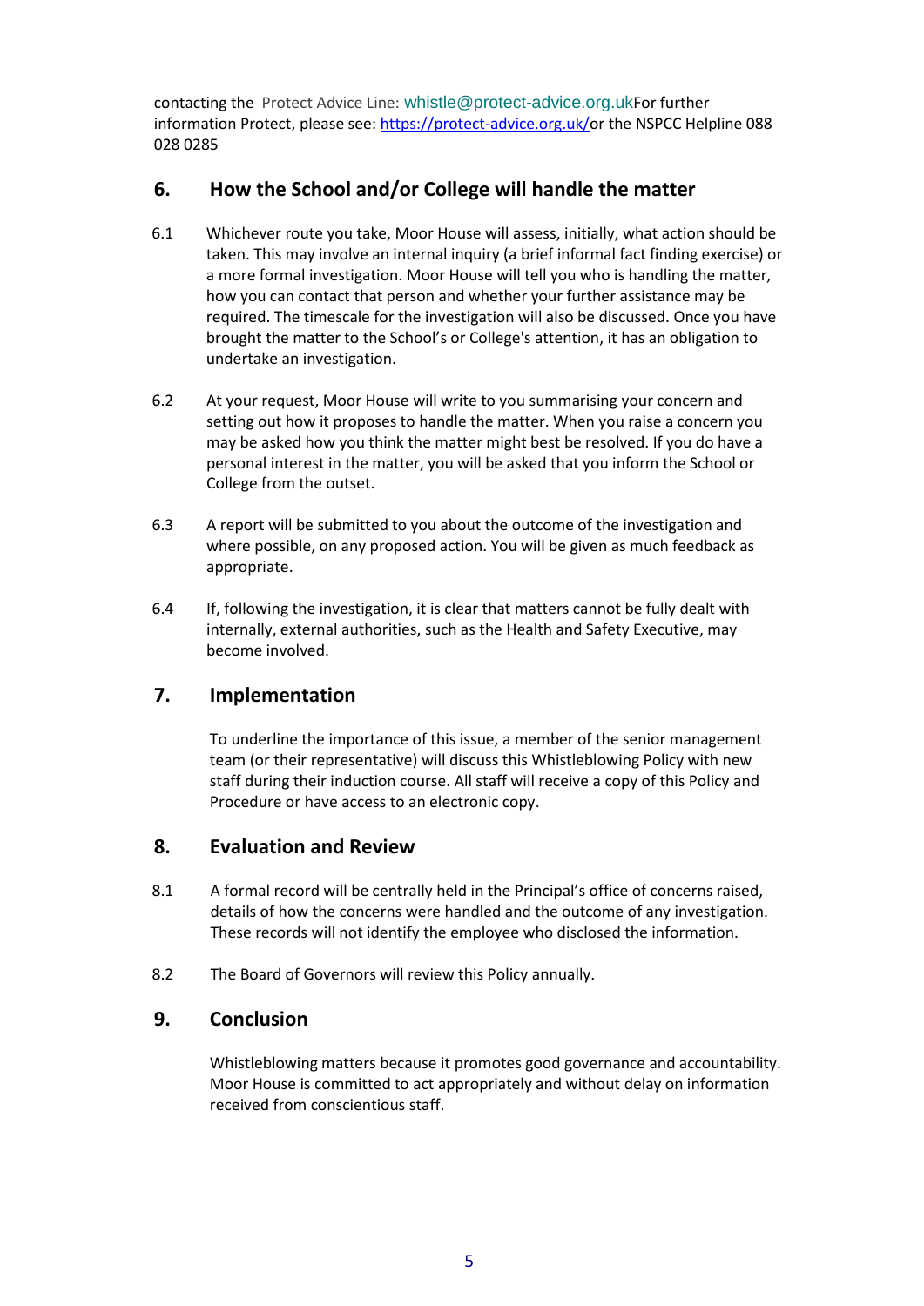contacting the Protect Advice Line: whistle@protect-advice.org.ukFor further information Protect, please see: https://protect-advice.org.uk/or the NSPCC Helpline 088 028 0285

## 6. How the School and/or College will handle the matter

6.1 Whichever route you take, Moor House will assess, initially, what action should be taken. This may involve an internal inquiry (a brief informal fact finding exercise) or a more formal investigation. Moor House will tell you who is handling the matter, how you can contact that person and whether your further assistance may be required. The timescale for the investigation will also be discussed. Once you have brought the matter to the School's or College's attention, it has an obligation to undertake an investigation.

6.2 At your request, Moor House will write to you summarising your concern and setting out how it proposes to handle the matter. When you raise a concern you may be asked how you think the matter might best be resolved. If you do have a personal interest in the matter, you will be asked that you inform the School or College from the outset.

6.3 A report will be submitted to you about the outcome of the investigation and where possible, on any proposed action. You will be given as much feedback as appropriate.

6.4 If, following the investigation, it is clear that matters cannot be fully dealt with internally, external authorities, such as the Health and Safety Executive, may become involved.

## 7. Implementation

To underline the importance of this issue, a member of the senior management team (or their representative) will discuss this Whistleblowing Policy with new staff during their induction course. All staff will receive a copy of this Policy and Procedure or have access to an electronic copy.

## 8. Evaluation and Review

8.1 A formal record will be centrally held in the Principal's office of concerns raised, details of how the concerns were handled and the outcome of any investigation. These records will not identify the employee who disclosed the information.

8.2 The Board of Governors will review this Policy annually.

## 9. Conclusion

Whistleblowing matters because it promotes good governance and accountability. Moor House is committed to act appropriately and without delay on information received from conscientious staff.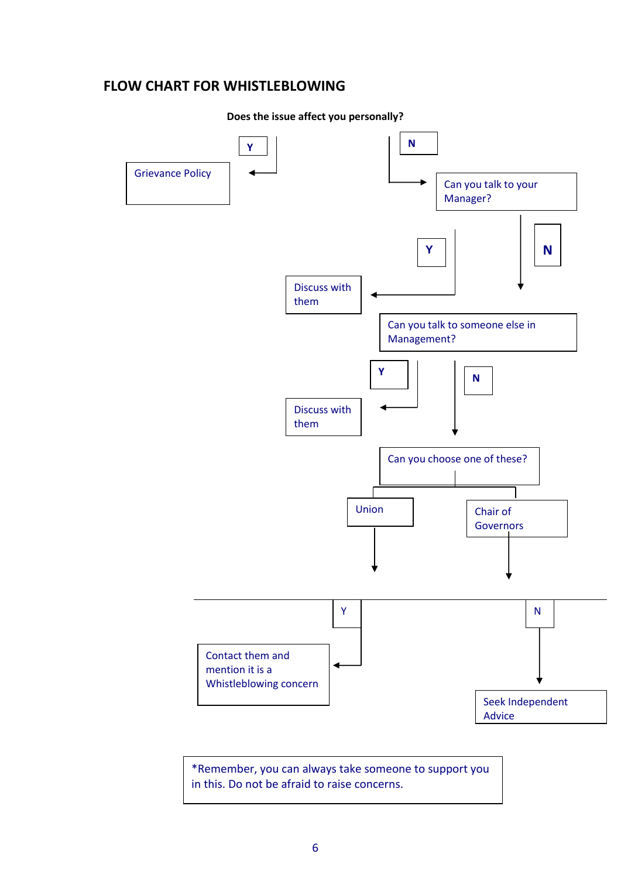## FLOW CHART FOR WHISTLEBLOWING

**Does the issue affect you personally?**

Y

Grievance Policy

N

Can you talk to your Manager?

Y

Discuss with them

N

Can you talk to someone else in Management?

Y

Discuss with them

N

Can you choose one of these?

Union

Chair of Governors

Y

Contact them and mention it is a Whistleblowing concern

N

Seek Independent Advice

*Remember, you can always take someone to support you in this. Do not be afraid to raise concerns.